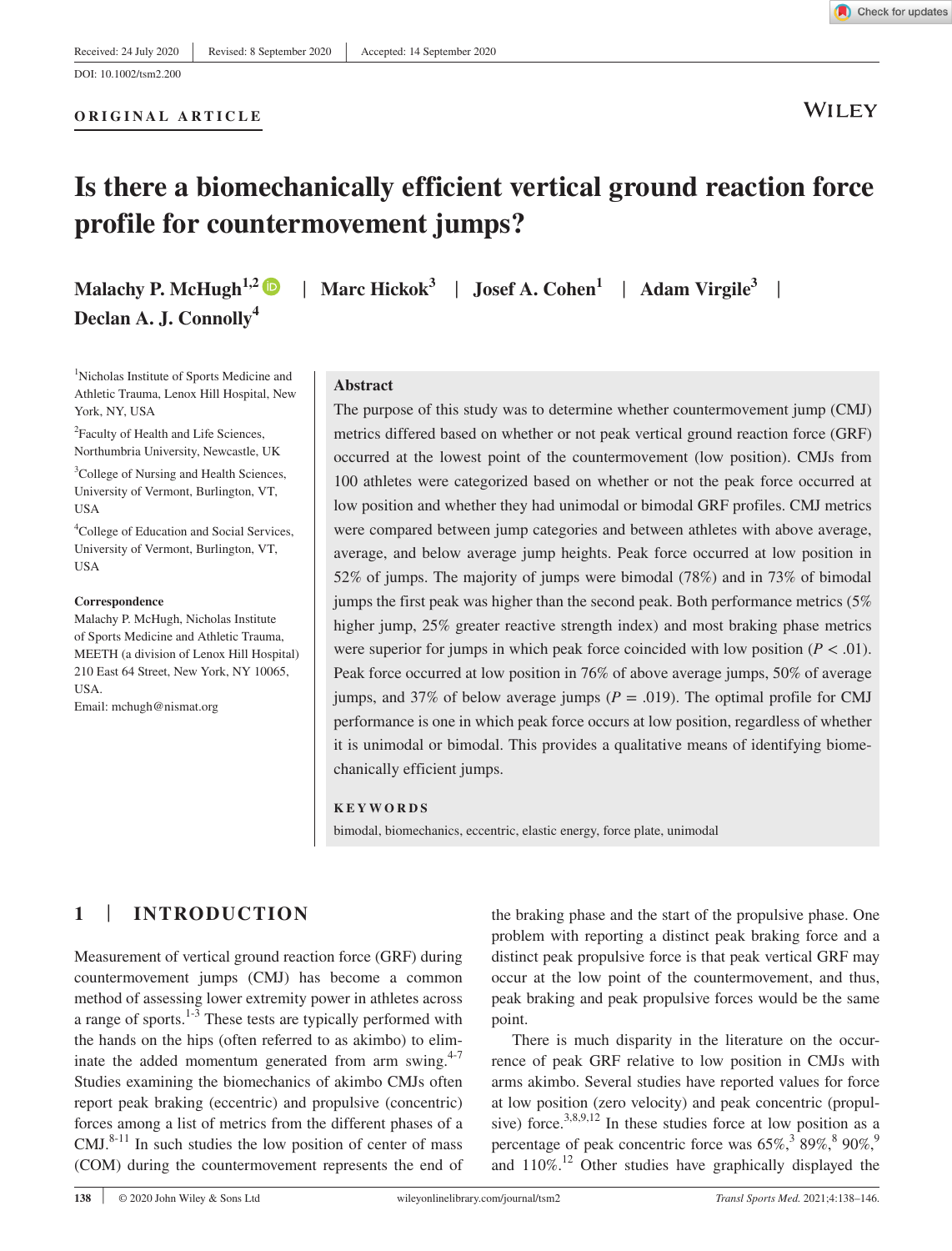Received: 24 July 2020 | Revised: 8 September 2020 | Accepted: 14 September 2020

DOI: 10.1002/tsm2.200

ORIGINAL ARTICLE

# Is there a biomechanically efficient vertical ground reaction force profile for countermovement jumps?

**Malachy P. McHugh[1,2] | Marc Hickok[3] | Josef A. Cohen[1] | Adam Virgile[3] | Declan A. J. Connolly[4]**

[1]Nicholas Institute of Sports Medicine and Athletic Trauma, Lenox Hill Hospital, New York, NY, USA

[2]Faculty of Health and Life Sciences, Northumbria University, Newcastle, UK

[3]College of Nursing and Health Sciences, University of Vermont, Burlington, VT, USA

[4]College of Education and Social Services, University of Vermont, Burlington, VT, USA

**Correspondence**
Malachy P. McHugh, Nicholas Institute of Sports Medicine and Athletic Trauma, MEETH (a division of Lenox Hill Hospital) 210 East 64 Street, New York, NY 10065, USA.
Email: mchugh@nismat.org

## Abstract

The purpose of this study was to determine whether countermovement jump (CMJ) metrics differed based on whether or not peak vertical ground reaction force (GRF) occurred at the lowest point of the countermovement (low position). CMJs from 100 athletes were categorized based on whether or not the peak force occurred at low position and whether they had unimodal or bimodal GRF profiles. CMJ metrics were compared between jump categories and between athletes with above average, average, and below average jump heights. Peak force occurred at low position in 52% of jumps. The majority of jumps were bimodal (78%) and in 73% of bimodal jumps the first peak was higher than the second peak. Both performance metrics (5% higher jump, 25% greater reactive strength index) and most braking phase metrics were superior for jumps in which peak force coincided with low position ($P < .01$). Peak force occurred at low position in 76% of above average jumps, 50% of average jumps, and 37% of below average jumps ($P = .019$). The optimal profile for CMJ performance is one in which peak force occurs at low position, regardless of whether it is unimodal or bimodal. This provides a qualitative means of identifying biomechanically efficient jumps.

**KEYWORDS**

bimodal, biomechanics, eccentric, elastic energy, force plate, unimodal

## 1 | INTRODUCTION

Measurement of vertical ground reaction force (GRF) during countermovement jumps (CMJ) has become a common method of assessing lower extremity power in athletes across a range of sports.[1-3] These tests are typically performed with the hands on the hips (often referred to as akimbo) to eliminate the added momentum generated from arm swing.[4-7] Studies examining the biomechanics of akimbo CMJs often report peak braking (eccentric) and propulsive (concentric) forces among a list of metrics from the different phases of a CMJ.[8-11] In such studies the low position of center of mass (COM) during the countermovement represents the end of the braking phase and the start of the propulsive phase. One problem with reporting a distinct peak braking force and a distinct peak propulsive force is that peak vertical GRF may occur at the low point of the countermovement, and thus, peak braking and peak propulsive forces would be the same point.

There is much disparity in the literature on the occurrence of peak GRF relative to low position in CMJs with arms akimbo. Several studies have reported values for force at low position (zero velocity) and peak concentric (propulsive) force.[3,8,9,12] In these studies force at low position as a percentage of peak concentric force was 65%,[3] 89%,[8] 90%,[9] and 110%.[12] Other studies have graphically displayed the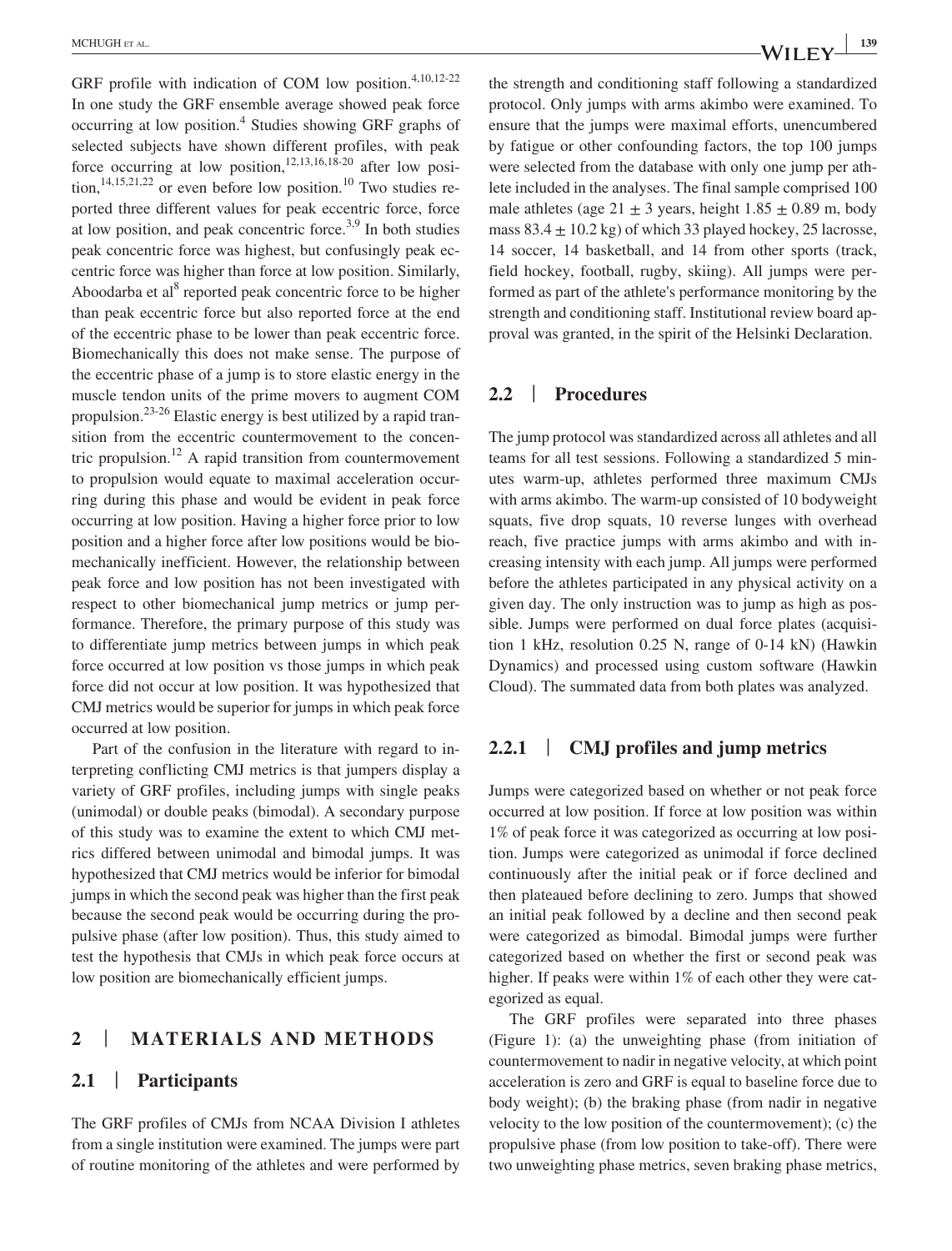GRF profile with indication of COM low position.[4,10,12-22] In one study the GRF ensemble average showed peak force occurring at low position.[4] Studies showing GRF graphs of selected subjects have shown different profiles, with peak force occurring at low position,[12,13,16,18-20] after low position,[14,15,21,22] or even before low position.[10] Two studies reported three different values for peak eccentric force, force at low position, and peak concentric force.[3,9] In both studies peak concentric force was highest, but confusingly peak eccentric force was higher than force at low position. Similarly, Aboodarba et al[8] reported peak concentric force to be higher than peak eccentric force but also reported force at the end of the eccentric phase to be lower than peak eccentric force. Biomechanically this does not make sense. The purpose of the eccentric phase of a jump is to store elastic energy in the muscle tendon units of the prime movers to augment COM propulsion.[23-26] Elastic energy is best utilized by a rapid transition from the eccentric countermovement to the concentric propulsion.[12] A rapid transition from countermovement to propulsion would equate to maximal acceleration occurring during this phase and would be evident in peak force occurring at low position. Having a higher force prior to low position and a higher force after low positions would be biomechanically inefficient. However, the relationship between peak force and low position has not been investigated with respect to other biomechanical jump metrics or jump performance. Therefore, the primary purpose of this study was to differentiate jump metrics between jumps in which peak force occurred at low position vs those jumps in which peak force did not occur at low position. It was hypothesized that CMJ metrics would be superior for jumps in which peak force occurred at low position.

Part of the confusion in the literature with regard to interpreting conflicting CMJ metrics is that jumpers display a variety of GRF profiles, including jumps with single peaks (unimodal) or double peaks (bimodal). A secondary purpose of this study was to examine the extent to which CMJ metrics differed between unimodal and bimodal jumps. It was hypothesized that CMJ metrics would be inferior for bimodal jumps in which the second peak was higher than the first peak because the second peak would be occurring during the propulsive phase (after low position). Thus, this study aimed to test the hypothesis that CMJs in which peak force occurs at low position are biomechanically efficient jumps.

## 2 | MATERIALS AND METHODS

### 2.1 | Participants

The GRF profiles of CMJs from NCAA Division I athletes from a single institution were examined. The jumps were part of routine monitoring of the athletes and were performed by the strength and conditioning staff following a standardized protocol. Only jumps with arms akimbo were examined. To ensure that the jumps were maximal efforts, unencumbered by fatigue or other confounding factors, the top 100 jumps were selected from the database with only one jump per athlete included in the analyses. The final sample comprised 100 male athletes (age $21 \pm 3$ years, height $1.85 \pm 0.89$ m, body mass $83.4 \pm 10.2$ kg) of which 33 played hockey, 25 lacrosse, 14 soccer, 14 basketball, and 14 from other sports (track, field hockey, football, rugby, skiing). All jumps were performed as part of the athlete's performance monitoring by the strength and conditioning staff. Institutional review board approval was granted, in the spirit of the Helsinki Declaration.

### 2.2 | Procedures

The jump protocol was standardized across all athletes and all teams for all test sessions. Following a standardized 5 minutes warm-up, athletes performed three maximum CMJs with arms akimbo. The warm-up consisted of 10 bodyweight squats, five drop squats, 10 reverse lunges with overhead reach, five practice jumps with arms akimbo and with increasing intensity with each jump. All jumps were performed before the athletes participated in any physical activity on a given day. The only instruction was to jump as high as possible. Jumps were performed on dual force plates (acquisition 1 kHz, resolution 0.25 N, range of 0-14 kN) (Hawkin Dynamics) and processed using custom software (Hawkin Cloud). The summated data from both plates was analyzed.

#### 2.2.1 | CMJ profiles and jump metrics

Jumps were categorized based on whether or not peak force occurred at low position. If force at low position was within 1% of peak force it was categorized as occurring at low position. Jumps were categorized as unimodal if force declined continuously after the initial peak or if force declined and then plateaued before declining to zero. Jumps that showed an initial peak followed by a decline and then second peak were categorized as bimodal. Bimodal jumps were further categorized based on whether the first or second peak was higher. If peaks were within 1% of each other they were categorized as equal.

The GRF profiles were separated into three phases (Figure 1): (a) the unweighting phase (from initiation of countermovement to nadir in negative velocity, at which point acceleration is zero and GRF is equal to baseline force due to body weight); (b) the braking phase (from nadir in negative velocity to the low position of the countermovement); (c) the propulsive phase (from low position to take-off). There were two unweighting phase metrics, seven braking phase metrics,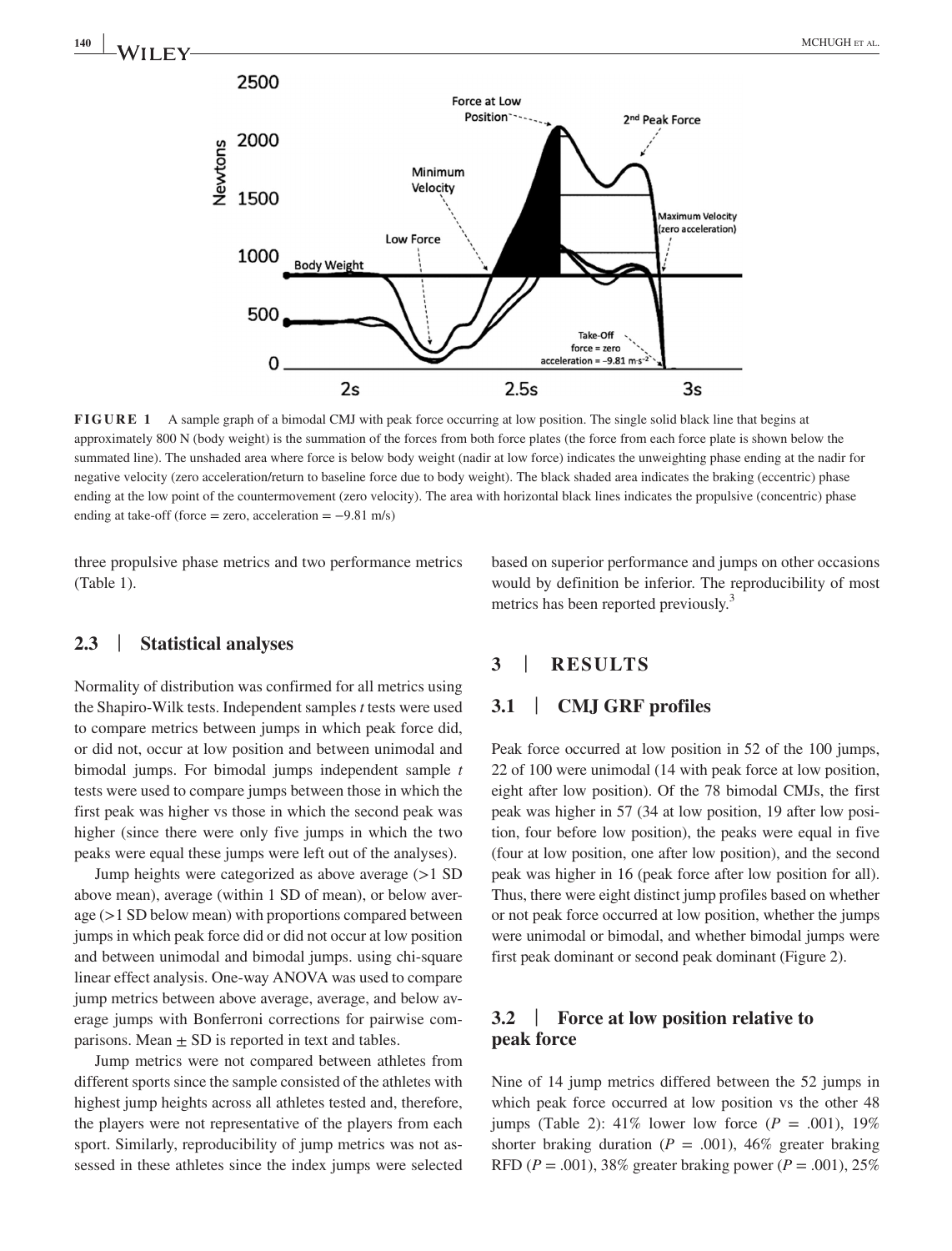**FIGURE 1** A sample graph of a bimodal CMJ with peak force occurring at low position. The single solid black line that begins at approximately 800 N (body weight) is the summation of the forces from both force plates (the force from each force plate is shown below the summated line). The unshaded area where force is below body weight (nadir at low force) indicates the unweighting phase ending at the nadir for negative velocity (zero acceleration/return to baseline force due to body weight). The black shaded area indicates the braking (eccentric) phase ending at the low point of the countermovement (zero velocity). The area with horizontal black lines indicates the propulsive (concentric) phase ending at take-off (force = zero, acceleration = −9.81 m/s)

three propulsive phase metrics and two performance metrics (Table 1).

### 2.3 | Statistical analyses

Normality of distribution was confirmed for all metrics using the Shapiro-Wilk tests. Independent samples *t* tests were used to compare metrics between jumps in which peak force did, or did not, occur at low position and between unimodal and bimodal jumps. For bimodal jumps independent sample *t* tests were used to compare jumps between those in which the first peak was higher vs those in which the second peak was higher (since there were only five jumps in which the two peaks were equal these jumps were left out of the analyses).

Jump heights were categorized as above average (>1 SD above mean), average (within 1 SD of mean), or below average (>1 SD below mean) with proportions compared between jumps in which peak force did or did not occur at low position and between unimodal and bimodal jumps. using chi-square linear effect analysis. One-way ANOVA was used to compare jump metrics between above average, average, and below average jumps with Bonferroni corrections for pairwise comparisons. Mean ± SD is reported in text and tables.

Jump metrics were not compared between athletes from different sports since the sample consisted of the athletes with highest jump heights across all athletes tested and, therefore, the players were not representative of the players from each sport. Similarly, reproducibility of jump metrics was not assessed in these athletes since the index jumps were selected based on superior performance and jumps on other occasions would by definition be inferior. The reproducibility of most metrics has been reported previously.[3]

## 3 | RESULTS

### 3.1 | CMJ GRF profiles

Peak force occurred at low position in 52 of the 100 jumps, 22 of 100 were unimodal (14 with peak force at low position, eight after low position). Of the 78 bimodal CMJs, the first peak was higher in 57 (34 at low position, 19 after low position, four before low position), the peaks were equal in five (four at low position, one after low position), and the second peak was higher in 16 (peak force after low position for all). Thus, there were eight distinct jump profiles based on whether or not peak force occurred at low position, whether the jumps were unimodal or bimodal, and whether bimodal jumps were first peak dominant or second peak dominant (Figure 2).

### 3.2 | Force at low position relative to peak force

Nine of 14 jump metrics differed between the 52 jumps in which peak force occurred at low position vs the other 48 jumps (Table 2): 41% lower low force ($P$ = .001), 19% shorter braking duration ($P$ = .001), 46% greater braking RFD ($P$ = .001), 38% greater braking power ($P$ = .001), 25%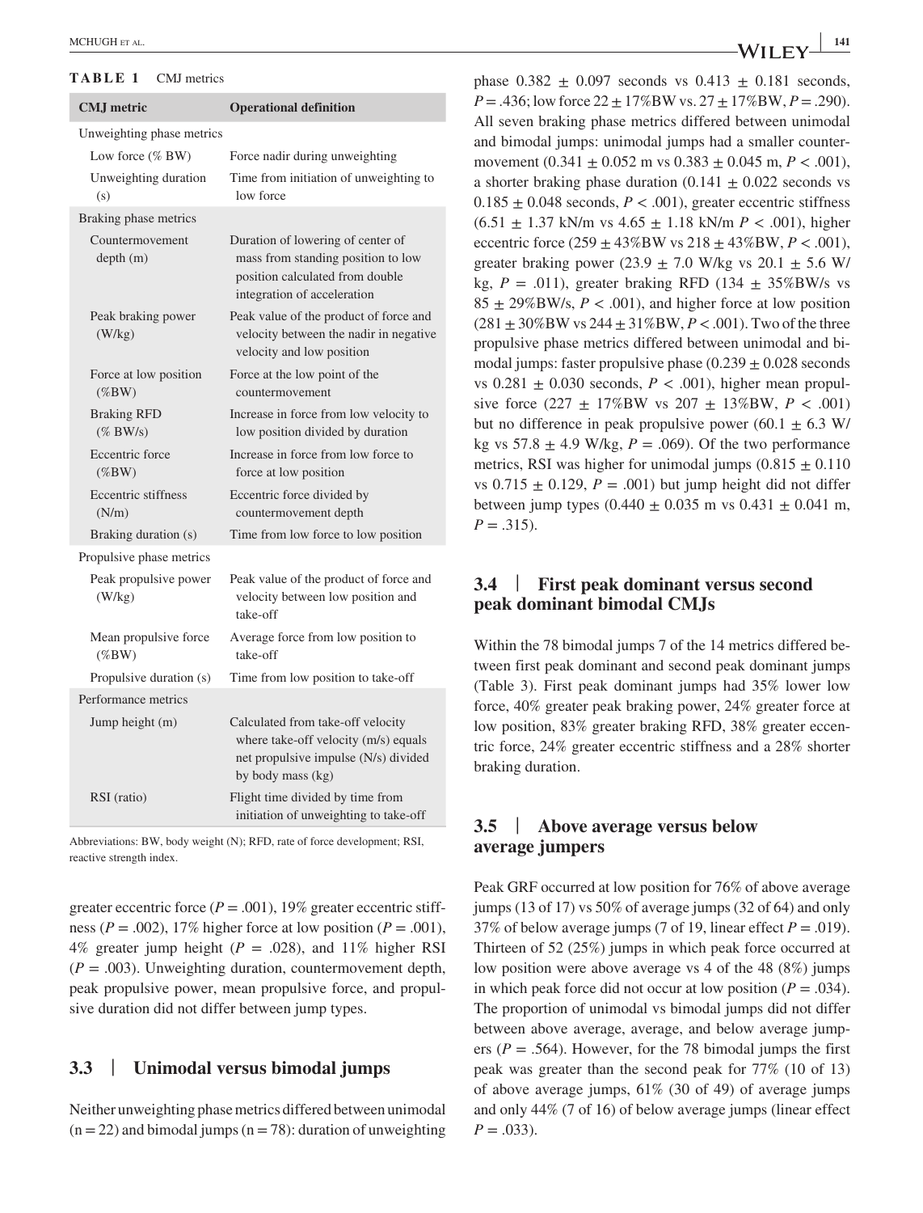**TABLE 1** CMJ metrics

| CMJ metric | Operational definition |
|---|---|
| Unweighting phase metrics | |
| Low force (% BW) | Force nadir during unweighting |
| Unweighting duration (s) | Time from initiation of unweighting to low force |
| Braking phase metrics | |
| Countermovement depth (m) | Duration of lowering of center of mass from standing position to low position calculated from double integration of acceleration |
| Peak braking power (W/kg) | Peak value of the product of force and velocity between the nadir in negative velocity and low position |
| Force at low position (%BW) | Force at the low point of the countermovement |
| Braking RFD (% BW/s) | Increase in force from low velocity to low position divided by duration |
| Eccentric force (%BW) | Increase in force from low force to force at low position |
| Eccentric stiffness (N/m) | Eccentric force divided by countermovement depth |
| Braking duration (s) | Time from low force to low position |
| Propulsive phase metrics | |
| Peak propulsive power (W/kg) | Peak value of the product of force and velocity between low position and take-off |
| Mean propulsive force (%BW) | Average force from low position to take-off |
| Propulsive duration (s) | Time from low position to take-off |
| Performance metrics | |
| Jump height (m) | Calculated from take-off velocity where take-off velocity (m/s) equals net propulsive impulse (N/s) divided by body mass (kg) |
| RSI (ratio) | Flight time divided by time from initiation of unweighting to take-off |

Abbreviations: BW, body weight (N); RFD, rate of force development; RSI, reactive strength index.

greater eccentric force ($P = .001$), 19% greater eccentric stiffness ($P = .002$), 17% higher force at low position ($P = .001$), 4% greater jump height ($P = .028$), and 11% higher RSI ($P = .003$). Unweighting duration, countermovement depth, peak propulsive power, mean propulsive force, and propulsive duration did not differ between jump types.

### 3.3 | Unimodal versus bimodal jumps

Neither unweighting phase metrics differed between unimodal (n = 22) and bimodal jumps (n = 78): duration of unweighting phase 0.382 ± 0.097 seconds vs 0.413 ± 0.181 seconds, $P = .436$; low force 22 ± 17%BW vs. 27 ± 17%BW, $P = .290$). All seven braking phase metrics differed between unimodal and bimodal jumps: unimodal jumps had a smaller countermovement (0.341 ± 0.052 m vs 0.383 ± 0.045 m, $P < .001$), a shorter braking phase duration (0.141 ± 0.022 seconds vs 0.185 ± 0.048 seconds, $P < .001$), greater eccentric stiffness (6.51 ± 1.37 kN/m vs 4.65 ± 1.18 kN/m $P < .001$), higher eccentric force (259 ± 43%BW vs 218 ± 43%BW, $P < .001$), greater braking power (23.9 ± 7.0 W/kg vs 20.1 ± 5.6 W/kg, $P = .011$), greater braking RFD (134 ± 35%BW/s vs 85 ± 29%BW/s, $P < .001$), and higher force at low position (281 ± 30%BW vs 244 ± 31%BW, $P < .001$). Two of the three propulsive phase metrics differed between unimodal and bimodal jumps: faster propulsive phase (0.239 ± 0.028 seconds vs 0.281 ± 0.030 seconds, $P < .001$), higher mean propulsive force (227 ± 17%BW vs 207 ± 13%BW, $P < .001$) but no difference in peak propulsive power (60.1 ± 6.3 W/kg vs 57.8 ± 4.9 W/kg, $P = .069$). Of the two performance metrics, RSI was higher for unimodal jumps (0.815 ± 0.110 vs 0.715 ± 0.129, $P = .001$) but jump height did not differ between jump types (0.440 ± 0.035 m vs 0.431 ± 0.041 m, $P = .315$).

### 3.4 | First peak dominant versus second peak dominant bimodal CMJs

Within the 78 bimodal jumps 7 of the 14 metrics differed between first peak dominant and second peak dominant jumps (Table 3). First peak dominant jumps had 35% lower low force, 40% greater peak braking power, 24% greater force at low position, 83% greater braking RFD, 38% greater eccentric force, 24% greater eccentric stiffness and a 28% shorter braking duration.

### 3.5 | Above average versus below average jumpers

Peak GRF occurred at low position for 76% of above average jumps (13 of 17) vs 50% of average jumps (32 of 64) and only 37% of below average jumps (7 of 19, linear effect $P = .019$). Thirteen of 52 (25%) jumps in which peak force occurred at low position were above average vs 4 of the 48 (8%) jumps in which peak force did not occur at low position ($P = .034$). The proportion of unimodal vs bimodal jumps did not differ between above average, average, and below average jumpers ($P = .564$). However, for the 78 bimodal jumps the first peak was greater than the second peak for 77% (10 of 13) of above average jumps, 61% (30 of 49) of average jumps and only 44% (7 of 16) of below average jumps (linear effect $P = .033$).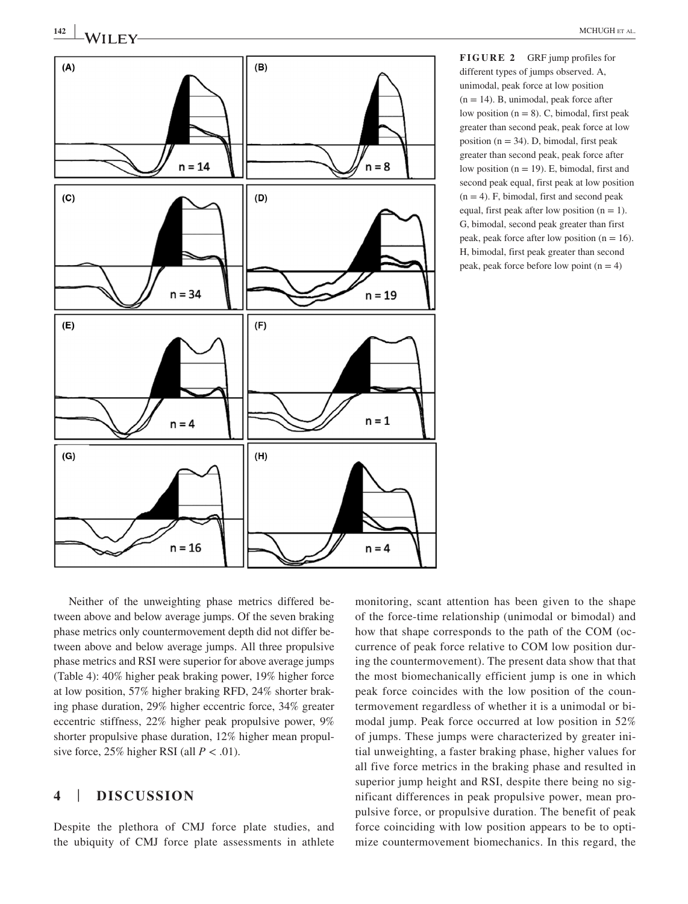FIGURE 2 GRF jump profiles for different types of jumps observed. A, unimodal, peak force at low position (n = 14). B, unimodal, peak force after low position (n = 8). C, bimodal, first peak greater than second peak, peak force at low position (n = 34). D, bimodal, first peak greater than second peak, peak force after low position (n = 19). E, bimodal, first and second peak equal, first peak at low position (n = 4). F, bimodal, first and second peak equal, first peak after low position (n = 1). G, bimodal, second peak greater than first peak, peak force after low position (n = 16). H, bimodal, first peak greater than second peak, peak force before low point (n = 4)

Neither of the unweighting phase metrics differed between above and below average jumps. Of the seven braking phase metrics only countermovement depth did not differ between above and below average jumps. All three propulsive phase metrics and RSI were superior for above average jumps (Table 4): 40% higher peak braking power, 19% higher force at low position, 57% higher braking RFD, 24% shorter braking phase duration, 29% higher eccentric force, 34% greater eccentric stiffness, 22% higher peak propulsive power, 9% shorter propulsive phase duration, 12% higher mean propulsive force, 25% higher RSI (all $P < .01$).

## 4 | DISCUSSION

Despite the plethora of CMJ force plate studies, and the ubiquity of CMJ force plate assessments in athlete monitoring, scant attention has been given to the shape of the force-time relationship (unimodal or bimodal) and how that shape corresponds to the path of the COM (occurrence of peak force relative to COM low position during the countermovement). The present data show that that the most biomechanically efficient jump is one in which peak force coincides with the low position of the countermovement regardless of whether it is a unimodal or bimodal jump. Peak force occurred at low position in 52% of jumps. These jumps were characterized by greater initial unweighting, a faster braking phase, higher values for all five force metrics in the braking phase and resulted in superior jump height and RSI, despite there being no significant differences in peak propulsive power, mean propulsive force, or propulsive duration. The benefit of peak force coinciding with low position appears to be to optimize countermovement biomechanics. In this regard, the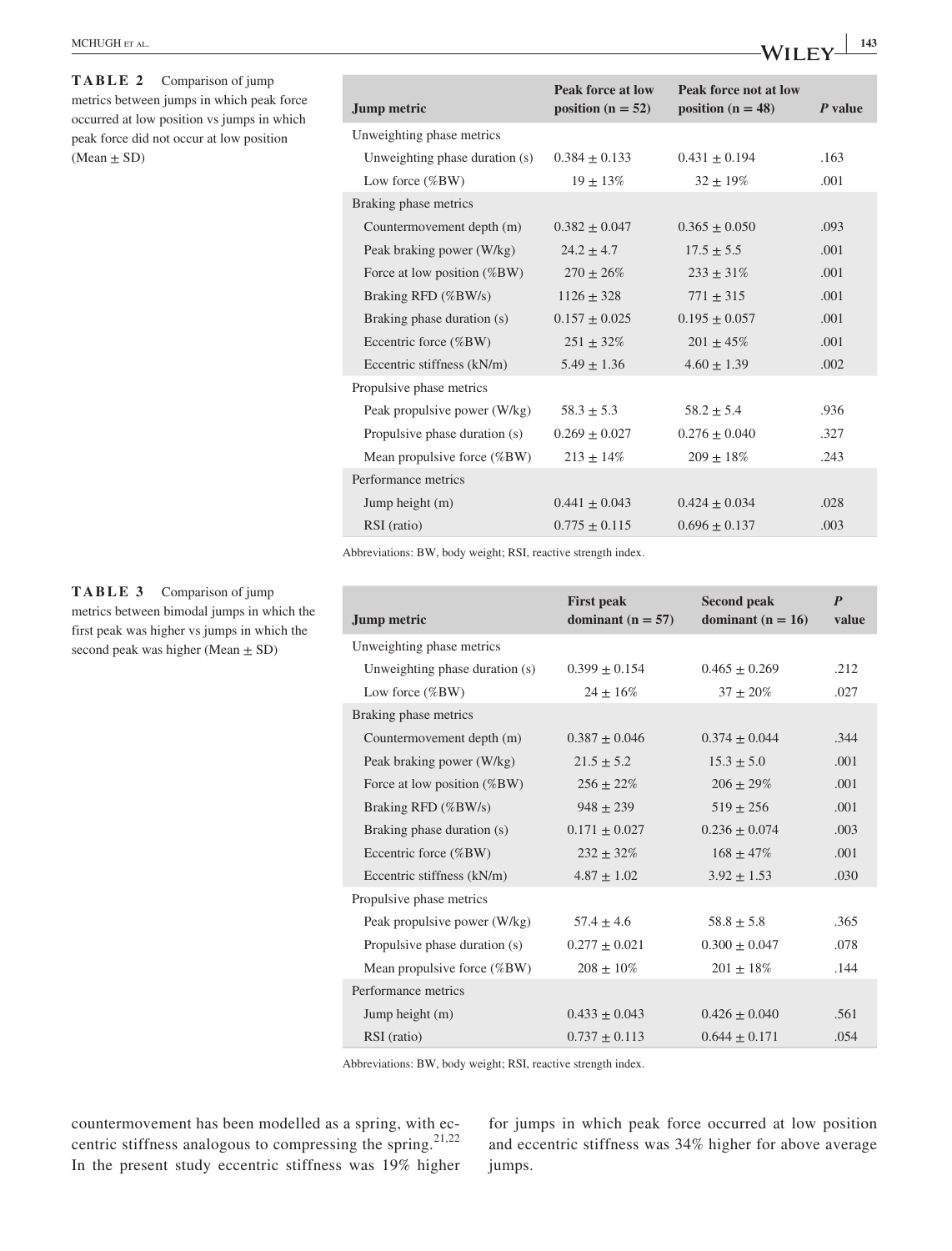**TABLE 2** Comparison of jump metrics between jumps in which peak force occurred at low position vs jumps in which peak force did not occur at low position (Mean ± SD)

| Jump metric | Peak force at low position (n = 52) | Peak force not at low position (n = 48) | *P* value |
|---|---|---|---|
| Unweighting phase metrics | | | |
| Unweighting phase duration (s) | 0.384 ± 0.133 | 0.431 ± 0.194 | .163 |
| Low force (%BW) | 19 ± 13% | 32 ± 19% | .001 |
| Braking phase metrics | | | |
| Countermovement depth (m) | 0.382 ± 0.047 | 0.365 ± 0.050 | .093 |
| Peak braking power (W/kg) | 24.2 ± 4.7 | 17.5 ± 5.5 | .001 |
| Force at low position (%BW) | 270 ± 26% | 233 ± 31% | .001 |
| Braking RFD (%BW/s) | 1126 ± 328 | 771 ± 315 | .001 |
| Braking phase duration (s) | 0.157 ± 0.025 | 0.195 ± 0.057 | .001 |
| Eccentric force (%BW) | 251 ± 32% | 201 ± 45% | .001 |
| Eccentric stiffness (kN/m) | 5.49 ± 1.36 | 4.60 ± 1.39 | .002 |
| Propulsive phase metrics | | | |
| Peak propulsive power (W/kg) | 58.3 ± 5.3 | 58.2 ± 5.4 | .936 |
| Propulsive phase duration (s) | 0.269 ± 0.027 | 0.276 ± 0.040 | .327 |
| Mean propulsive force (%BW) | 213 ± 14% | 209 ± 18% | .243 |
| Performance metrics | | | |
| Jump height (m) | 0.441 ± 0.043 | 0.424 ± 0.034 | .028 |
| RSI (ratio) | 0.775 ± 0.115 | 0.696 ± 0.137 | .003 |

Abbreviations: BW, body weight; RSI, reactive strength index.

**TABLE 3** Comparison of jump metrics between bimodal jumps in which the first peak was higher vs jumps in which the second peak was higher (Mean ± SD)

| Jump metric | First peak dominant (n = 57) | Second peak dominant (n = 16) | *P* value |
|---|---|---|---|
| Unweighting phase metrics | | | |
| Unweighting phase duration (s) | 0.399 ± 0.154 | 0.465 ± 0.269 | .212 |
| Low force (%BW) | 24 ± 16% | 37 ± 20% | .027 |
| Braking phase metrics | | | |
| Countermovement depth (m) | 0.387 ± 0.046 | 0.374 ± 0.044 | .344 |
| Peak braking power (W/kg) | 21.5 ± 5.2 | 15.3 ± 5.0 | .001 |
| Force at low position (%BW) | 256 ± 22% | 206 ± 29% | .001 |
| Braking RFD (%BW/s) | 948 ± 239 | 519 ± 256 | .001 |
| Braking phase duration (s) | 0.171 ± 0.027 | 0.236 ± 0.074 | .003 |
| Eccentric force (%BW) | 232 ± 32% | 168 ± 47% | .001 |
| Eccentric stiffness (kN/m) | 4.87 ± 1.02 | 3.92 ± 1.53 | .030 |
| Propulsive phase metrics | | | |
| Peak propulsive power (W/kg) | 57.4 ± 4.6 | 58.8 ± 5.8 | .365 |
| Propulsive phase duration (s) | 0.277 ± 0.021 | 0.300 ± 0.047 | .078 |
| Mean propulsive force (%BW) | 208 ± 10% | 201 ± 18% | .144 |
| Performance metrics | | | |
| Jump height (m) | 0.433 ± 0.043 | 0.426 ± 0.040 | .561 |
| RSI (ratio) | 0.737 ± 0.113 | 0.644 ± 0.171 | .054 |

Abbreviations: BW, body weight; RSI, reactive strength index.

countermovement has been modelled as a spring, with eccentric stiffness analogous to compressing the spring.[21,22] In the present study eccentric stiffness was 19% higher for jumps in which peak force occurred at low position and eccentric stiffness was 34% higher for above average jumps.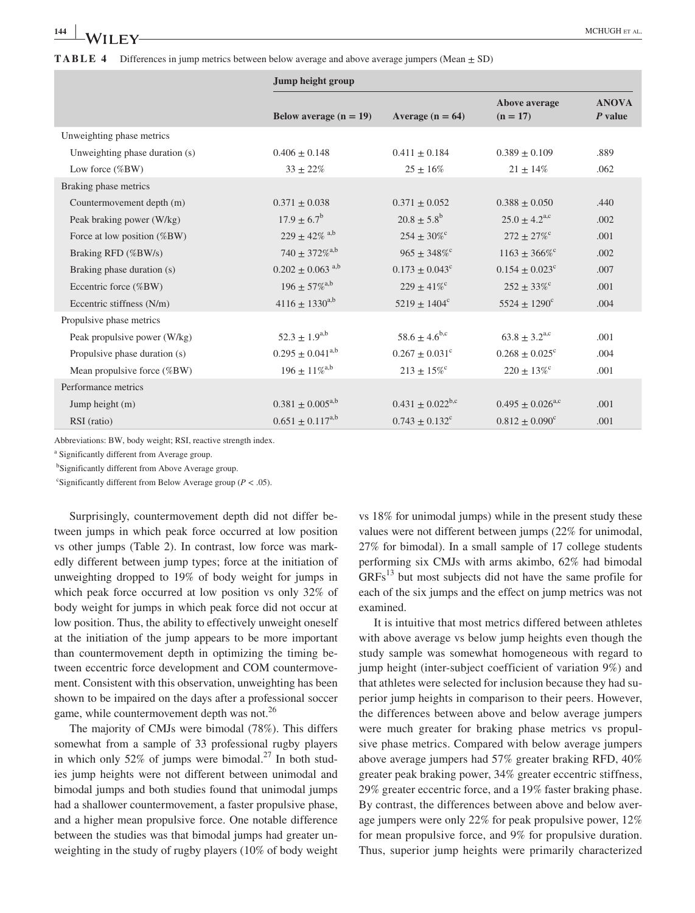**TABLE 4** Differences in jump metrics between below average and above average jumpers (Mean ± SD)

| | Jump height group | | | |
|---|---|---|---|---|
| | Below average (n = 19) | Average (n = 64) | Above average (n = 17) | ANOVA *P* value |
| Unweighting phase metrics | | | | |
| Unweighting phase duration (s) | 0.406 ± 0.148 | 0.411 ± 0.184 | 0.389 ± 0.109 | .889 |
| Low force (%BW) | 33 ± 22% | 25 ± 16% | 21 ± 14% | .062 |
| Braking phase metrics | | | | |
| Countermovement depth (m) | 0.371 ± 0.038 | 0.371 ± 0.052 | 0.388 ± 0.050 | .440 |
| Peak braking power (W/kg) | 17.9 ± 6.7[b] | 20.8 ± 5.8[b] | 25.0 ± 4.2[a,c] | .002 |
| Force at low position (%BW) | 229 ± 42% [a,b] | 254 ± 30%[c] | 272 ± 27%[c] | .001 |
| Braking RFD (%BW/s) | 740 ± 372%[a,b] | 965 ± 348%[c] | 1163 ± 366%[c] | .002 |
| Braking phase duration (s) | 0.202 ± 0.063 [a,b] | 0.173 ± 0.043[c] | 0.154 ± 0.023[c] | .007 |
| Eccentric force (%BW) | 196 ± 57%[a,b] | 229 ± 41%[c] | 252 ± 33%[c] | .001 |
| Eccentric stiffness (N/m) | 4116 ± 1330[a,b] | 5219 ± 1404[c] | 5524 ± 1290[c] | .004 |
| Propulsive phase metrics | | | | |
| Peak propulsive power (W/kg) | 52.3 ± 1.9[a,b] | 58.6 ± 4.6[b,c] | 63.8 ± 3.2[a,c] | .001 |
| Propulsive phase duration (s) | 0.295 ± 0.041[a,b] | 0.267 ± 0.031[c] | 0.268 ± 0.025[c] | .004 |
| Mean propulsive force (%BW) | 196 ± 11%[a,b] | 213 ± 15%[c] | 220 ± 13%[c] | .001 |
| Performance metrics | | | | |
| Jump height (m) | 0.381 ± 0.005[a,b] | 0.431 ± 0.022[b,c] | 0.495 ± 0.026[a,c] | .001 |
| RSI (ratio) | 0.651 ± 0.117[a,b] | 0.743 ± 0.132[c] | 0.812 ± 0.090[c] | .001 |

Abbreviations: BW, body weight; RSI, reactive strength index.

[a] Significantly different from Average group.

[b] Significantly different from Above Average group.

[c] Significantly different from Below Average group ($P < .05$).

Surprisingly, countermovement depth did not differ between jumps in which peak force occurred at low position vs other jumps (Table 2). In contrast, low force was markedly different between jump types; force at the initiation of unweighting dropped to 19% of body weight for jumps in which peak force occurred at low position vs only 32% of body weight for jumps in which peak force did not occur at low position. Thus, the ability to effectively unweight oneself at the initiation of the jump appears to be more important than countermovement depth in optimizing the timing between eccentric force development and COM countermovement. Consistent with this observation, unweighting has been shown to be impaired on the days after a professional soccer game, while countermovement depth was not.[26]

The majority of CMJs were bimodal (78%). This differs somewhat from a sample of 33 professional rugby players in which only 52% of jumps were bimodal.[27] In both studies jump heights were not different between unimodal and bimodal jumps and both studies found that unimodal jumps had a shallower countermovement, a faster propulsive phase, and a higher mean propulsive force. One notable difference between the studies was that bimodal jumps had greater unweighting in the study of rugby players (10% of body weight vs 18% for unimodal jumps) while in the present study these values were not different between jumps (22% for unimodal, 27% for bimodal). In a small sample of 17 college students performing six CMJs with arms akimbo, 62% had bimodal GRFs[13] but most subjects did not have the same profile for each of the six jumps and the effect on jump metrics was not examined.

It is intuitive that most metrics differed between athletes with above average vs below jump heights even though the study sample was somewhat homogeneous with regard to jump height (inter-subject coefficient of variation 9%) and that athletes were selected for inclusion because they had superior jump heights in comparison to their peers. However, the differences between above and below average jumpers were much greater for braking phase metrics vs propulsive phase metrics. Compared with below average jumpers above average jumpers had 57% greater braking RFD, 40% greater peak braking power, 34% greater eccentric stiffness, 29% greater eccentric force, and a 19% faster braking phase. By contrast, the differences between above and below average jumpers were only 22% for peak propulsive power, 12% for mean propulsive force, and 9% for propulsive duration. Thus, superior jump heights were primarily characterized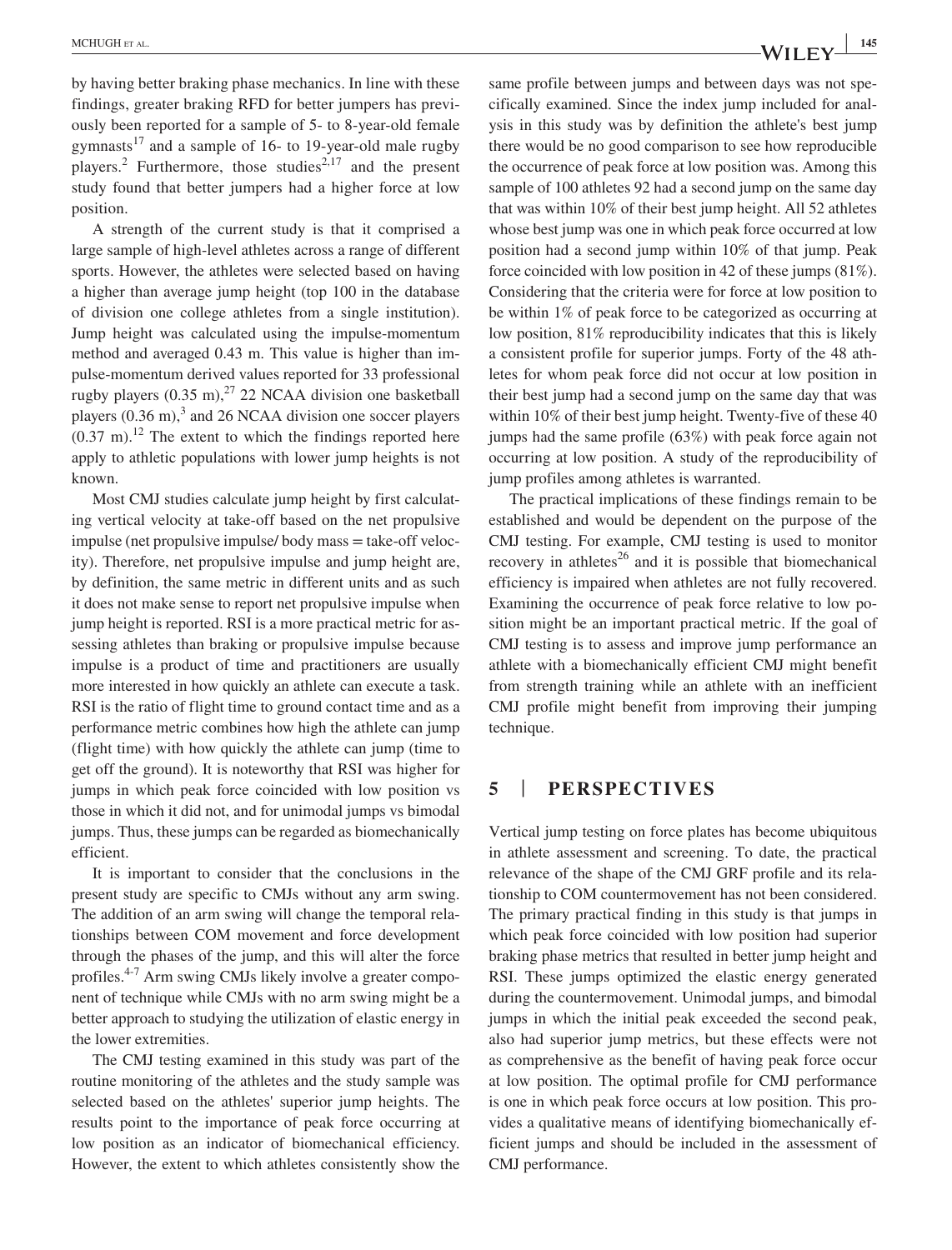by having better braking phase mechanics. In line with these findings, greater braking RFD for better jumpers has previously been reported for a sample of 5- to 8-year-old female gymnasts[17] and a sample of 16- to 19-year-old male rugby players.[2] Furthermore, those studies[2,17] and the present study found that better jumpers had a higher force at low position.

A strength of the current study is that it comprised a large sample of high-level athletes across a range of different sports. However, the athletes were selected based on having a higher than average jump height (top 100 in the database of division one college athletes from a single institution). Jump height was calculated using the impulse-momentum method and averaged 0.43 m. This value is higher than impulse-momentum derived values reported for 33 professional rugby players (0.35 m),[27] 22 NCAA division one basketball players (0.36 m),[3] and 26 NCAA division one soccer players (0.37 m).[12] The extent to which the findings reported here apply to athletic populations with lower jump heights is not known.

Most CMJ studies calculate jump height by first calculating vertical velocity at take-off based on the net propulsive impulse (net propulsive impulse/ body mass = take-off velocity). Therefore, net propulsive impulse and jump height are, by definition, the same metric in different units and as such it does not make sense to report net propulsive impulse when jump height is reported. RSI is a more practical metric for assessing athletes than braking or propulsive impulse because impulse is a product of time and practitioners are usually more interested in how quickly an athlete can execute a task. RSI is the ratio of flight time to ground contact time and as a performance metric combines how high the athlete can jump (flight time) with how quickly the athlete can jump (time to get off the ground). It is noteworthy that RSI was higher for jumps in which peak force coincided with low position vs those in which it did not, and for unimodal jumps vs bimodal jumps. Thus, these jumps can be regarded as biomechanically efficient.

It is important to consider that the conclusions in the present study are specific to CMJs without any arm swing. The addition of an arm swing will change the temporal relationships between COM movement and force development through the phases of the jump, and this will alter the force profiles.[4-7] Arm swing CMJs likely involve a greater component of technique while CMJs with no arm swing might be a better approach to studying the utilization of elastic energy in the lower extremities.

The CMJ testing examined in this study was part of the routine monitoring of the athletes and the study sample was selected based on the athletes' superior jump heights. The results point to the importance of peak force occurring at low position as an indicator of biomechanical efficiency. However, the extent to which athletes consistently show the same profile between jumps and between days was not specifically examined. Since the index jump included for analysis in this study was by definition the athlete's best jump there would be no good comparison to see how reproducible the occurrence of peak force at low position was. Among this sample of 100 athletes 92 had a second jump on the same day that was within 10% of their best jump height. All 52 athletes whose best jump was one in which peak force occurred at low position had a second jump within 10% of that jump. Peak force coincided with low position in 42 of these jumps (81%). Considering that the criteria were for force at low position to be within 1% of peak force to be categorized as occurring at low position, 81% reproducibility indicates that this is likely a consistent profile for superior jumps. Forty of the 48 athletes for whom peak force did not occur at low position in their best jump had a second jump on the same day that was within 10% of their best jump height. Twenty-five of these 40 jumps had the same profile (63%) with peak force again not occurring at low position. A study of the reproducibility of jump profiles among athletes is warranted.

The practical implications of these findings remain to be established and would be dependent on the purpose of the CMJ testing. For example, CMJ testing is used to monitor recovery in athletes[26] and it is possible that biomechanical efficiency is impaired when athletes are not fully recovered. Examining the occurrence of peak force relative to low position might be an important practical metric. If the goal of CMJ testing is to assess and improve jump performance an athlete with a biomechanically efficient CMJ might benefit from strength training while an athlete with an inefficient CMJ profile might benefit from improving their jumping technique.

## 5 | PERSPECTIVES

Vertical jump testing on force plates has become ubiquitous in athlete assessment and screening. To date, the practical relevance of the shape of the CMJ GRF profile and its relationship to COM countermovement has not been considered. The primary practical finding in this study is that jumps in which peak force coincided with low position had superior braking phase metrics that resulted in better jump height and RSI. These jumps optimized the elastic energy generated during the countermovement. Unimodal jumps, and bimodal jumps in which the initial peak exceeded the second peak, also had superior jump metrics, but these effects were not as comprehensive as the benefit of having peak force occur at low position. The optimal profile for CMJ performance is one in which peak force occurs at low position. This provides a qualitative means of identifying biomechanically efficient jumps and should be included in the assessment of CMJ performance.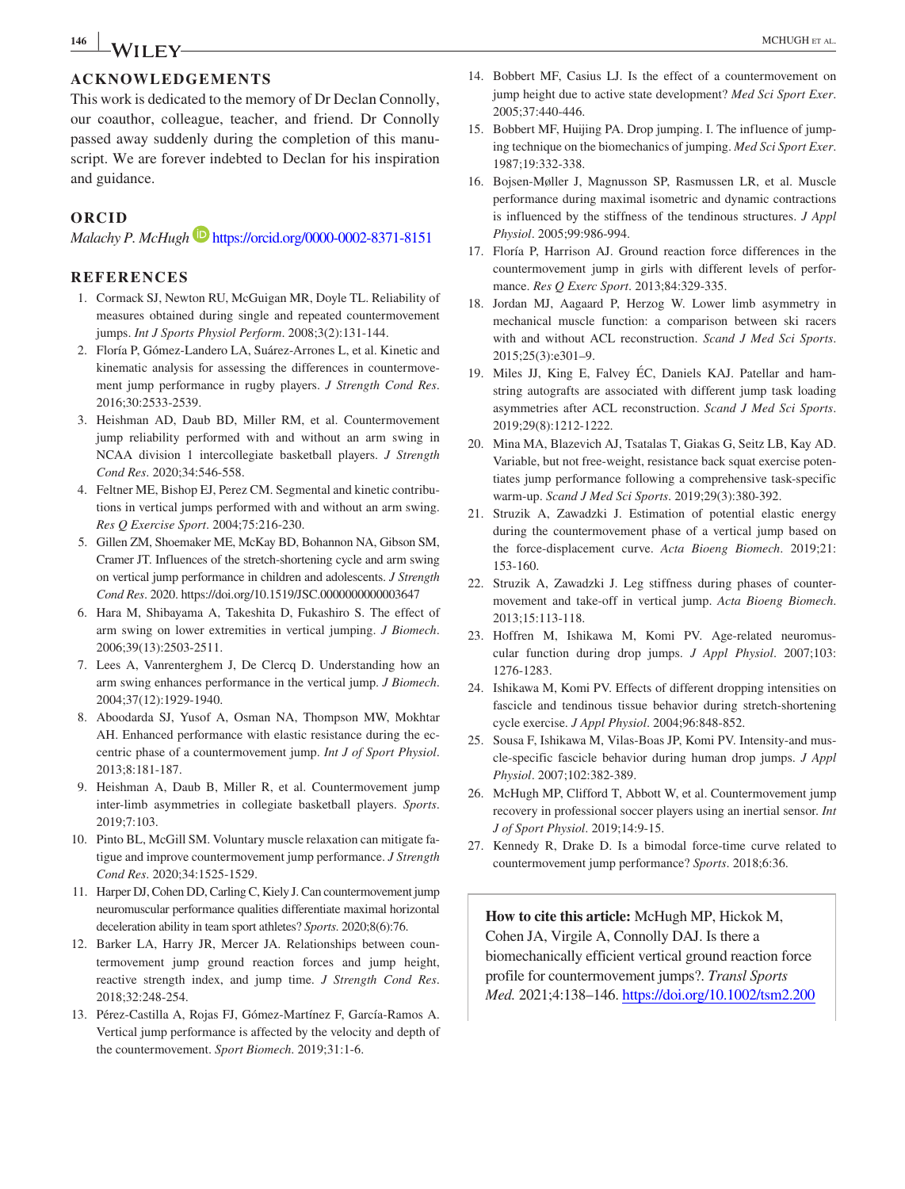## ACKNOWLEDGEMENTS

This work is dedicated to the memory of Dr Declan Connolly, our coauthor, colleague, teacher, and friend. Dr Connolly passed away suddenly during the completion of this manuscript. We are forever indebted to Declan for his inspiration and guidance.

## ORCID

*Malachy P. McHugh* https://orcid.org/0000-0002-8371-8151

## REFERENCES

1. Cormack SJ, Newton RU, McGuigan MR, Doyle TL. Reliability of measures obtained during single and repeated countermovement jumps. *Int J Sports Physiol Perform*. 2008;3(2):131-144.
2. Floría P, Gómez-Landero LA, Suárez-Arrones L, et al. Kinetic and kinematic analysis for assessing the differences in countermovement jump performance in rugby players. *J Strength Cond Res*. 2016;30:2533-2539.
3. Heishman AD, Daub BD, Miller RM, et al. Countermovement jump reliability performed with and without an arm swing in NCAA division 1 intercollegiate basketball players. *J Strength Cond Res*. 2020;34:546-558.
4. Feltner ME, Bishop EJ, Perez CM. Segmental and kinetic contributions in vertical jumps performed with and without an arm swing. *Res Q Exercise Sport*. 2004;75:216-230.
5. Gillen ZM, Shoemaker ME, McKay BD, Bohannon NA, Gibson SM, Cramer JT. Influences of the stretch-shortening cycle and arm swing on vertical jump performance in children and adolescents. *J Strength Cond Res*. 2020. https://doi.org/10.1519/JSC.0000000000003647
6. Hara M, Shibayama A, Takeshita D, Fukashiro S. The effect of arm swing on lower extremities in vertical jumping. *J Biomech*. 2006;39(13):2503-2511.
7. Lees A, Vanrenterghem J, De Clercq D. Understanding how an arm swing enhances performance in the vertical jump. *J Biomech*. 2004;37(12):1929-1940.
8. Aboodarda SJ, Yusof A, Osman NA, Thompson MW, Mokhtar AH. Enhanced performance with elastic resistance during the eccentric phase of a countermovement jump. *Int J of Sport Physiol*. 2013;8:181-187.
9. Heishman A, Daub B, Miller R, et al. Countermovement jump inter-limb asymmetries in collegiate basketball players. *Sports*. 2019;7:103.
10. Pinto BL, McGill SM. Voluntary muscle relaxation can mitigate fatigue and improve countermovement jump performance. *J Strength Cond Res*. 2020;34:1525-1529.
11. Harper DJ, Cohen DD, Carling C, Kiely J. Can countermovement jump neuromuscular performance qualities differentiate maximal horizontal deceleration ability in team sport athletes? *Sports*. 2020;8(6):76.
12. Barker LA, Harry JR, Mercer JA. Relationships between countermovement jump ground reaction forces and jump height, reactive strength index, and jump time. *J Strength Cond Res*. 2018;32:248-254.
13. Pérez-Castilla A, Rojas FJ, Gómez-Martínez F, García-Ramos A. Vertical jump performance is affected by the velocity and depth of the countermovement. *Sport Biomech*. 2019;31:1-6.
14. Bobbert MF, Casius LJ. Is the effect of a countermovement on jump height due to active state development? *Med Sci Sport Exer*. 2005;37:440-446.
15. Bobbert MF, Huijing PA. Drop jumping. I. The influence of jumping technique on the biomechanics of jumping. *Med Sci Sport Exer*. 1987;19:332-338.
16. Bojsen-Møller J, Magnusson SP, Rasmussen LR, et al. Muscle performance during maximal isometric and dynamic contractions is influenced by the stiffness of the tendinous structures. *J Appl Physiol*. 2005;99:986-994.
17. Floría P, Harrison AJ. Ground reaction force differences in the countermovement jump in girls with different levels of performance. *Res Q Exerc Sport*. 2013;84:329-335.
18. Jordan MJ, Aagaard P, Herzog W. Lower limb asymmetry in mechanical muscle function: a comparison between ski racers with and without ACL reconstruction. *Scand J Med Sci Sports*. 2015;25(3):e301–9.
19. Miles JJ, King E, Falvey ÉC, Daniels KAJ. Patellar and hamstring autografts are associated with different jump task loading asymmetries after ACL reconstruction. *Scand J Med Sci Sports*. 2019;29(8):1212-1222.
20. Mina MA, Blazevich AJ, Tsatalas T, Giakas G, Seitz LB, Kay AD. Variable, but not free-weight, resistance back squat exercise potentiates jump performance following a comprehensive task-specific warm-up. *Scand J Med Sci Sports*. 2019;29(3):380-392.
21. Struzik A, Zawadzki J. Estimation of potential elastic energy during the countermovement phase of a vertical jump based on the force-displacement curve. *Acta Bioeng Biomech*. 2019;21:153-160.
22. Struzik A, Zawadzki J. Leg stiffness during phases of countermovement and take-off in vertical jump. *Acta Bioeng Biomech*. 2013;15:113-118.
23. Hoffren M, Ishikawa M, Komi PV. Age-related neuromuscular function during drop jumps. *J Appl Physiol*. 2007;103:1276-1283.
24. Ishikawa M, Komi PV. Effects of different dropping intensities on fascicle and tendinous tissue behavior during stretch-shortening cycle exercise. *J Appl Physiol*. 2004;96:848-852.
25. Sousa F, Ishikawa M, Vilas-Boas JP, Komi PV. Intensity-and muscle-specific fascicle behavior during human drop jumps. *J Appl Physiol*. 2007;102:382-389.
26. McHugh MP, Clifford T, Abbott W, et al. Countermovement jump recovery in professional soccer players using an inertial sensor. *Int J of Sport Physiol*. 2019;14:9-15.
27. Kennedy R, Drake D. Is a bimodal force-time curve related to countermovement jump performance? *Sports*. 2018;6:36.

**How to cite this article:** McHugh MP, Hickok M, Cohen JA, Virgile A, Connolly DAJ. Is there a biomechanically efficient vertical ground reaction force profile for countermovement jumps?. *Transl Sports Med.* 2021;4:138–146. https://doi.org/10.1002/tsm2.200